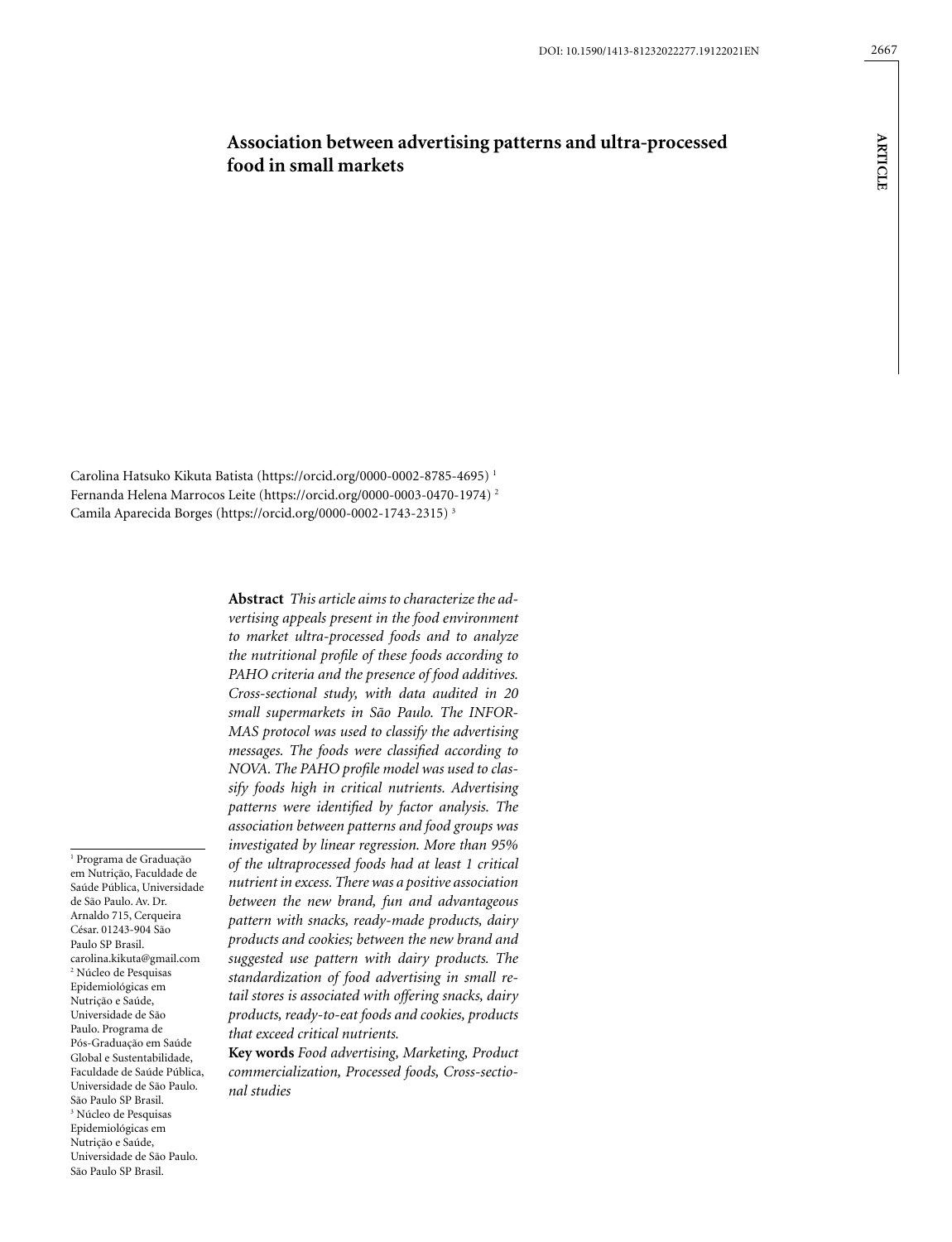DOI: 10.1590/1413-81232022277.19122021EN

ARTICLE

# Association between advertising patterns and ultra-processed food in small markets

Carolina Hatsuko Kikuta Batista (https://orcid.org/0000-0002-8785-4695) [1]
Fernanda Helena Marrocos Leite (https://orcid.org/0000-0003-0470-1974) [2]
Camila Aparecida Borges (https://orcid.org/0000-0002-1743-2315) [3]

**Abstract** *This article aims to characterize the advertising appeals present in the food environment to market ultra-processed foods and to analyze the nutritional profile of these foods according to PAHO criteria and the presence of food additives. Cross-sectional study, with data audited in 20 small supermarkets in São Paulo. The INFORMAS protocol was used to classify the advertising messages. The foods were classified according to NOVA. The PAHO profile model was used to classify foods high in critical nutrients. Advertising patterns were identified by factor analysis. The association between patterns and food groups was investigated by linear regression. More than 95% of the ultraprocessed foods had at least 1 critical nutrient in excess. There was a positive association between the new brand, fun and advantageous pattern with snacks, ready-made products, dairy products and cookies; between the new brand and suggested use pattern with dairy products. The standardization of food advertising in small retail stores is associated with offering snacks, dairy products, ready-to-eat foods and cookies, products that exceed critical nutrients.*

**Key words** *Food advertising, Marketing, Product commercialization, Processed foods, Cross-sectional studies*

[1] Programa de Graduação em Nutrição, Faculdade de Saúde Pública, Universidade de São Paulo. Av. Dr. Arnaldo 715, Cerqueira César. 01243-904 São Paulo SP Brasil. carolina.kikuta@gmail.com
[2] Núcleo de Pesquisas Epidemiológicas em Nutrição e Saúde, Universidade de São Paulo. Programa de Pós-Graduação em Saúde Global e Sustentabilidade, Faculdade de Saúde Pública, Universidade de São Paulo. São Paulo SP Brasil.
[3] Núcleo de Pesquisas Epidemiológicas em Nutrição e Saúde, Universidade de São Paulo. São Paulo SP Brasil.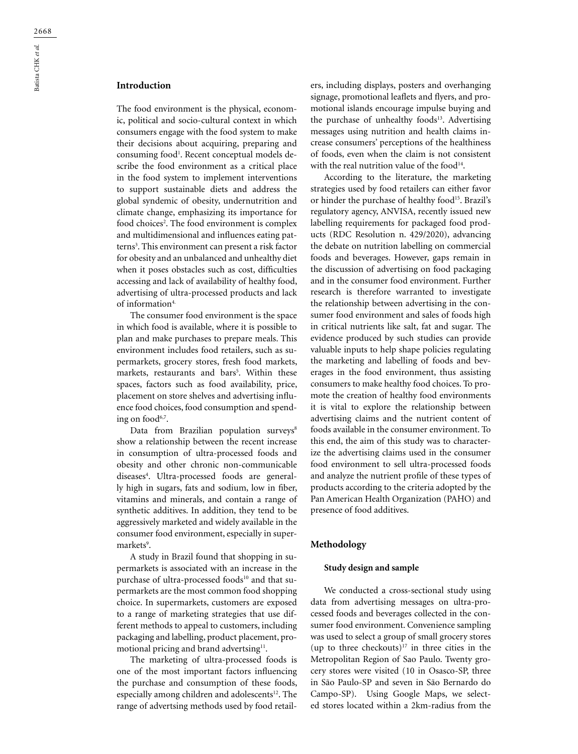## Introduction

The food environment is the physical, economic, political and socio-cultural context in which consumers engage with the food system to make their decisions about acquiring, preparing and consuming food[1]. Recent conceptual models describe the food environment as a critical place in the food system to implement interventions to support sustainable diets and address the global syndemic of obesity, undernutrition and climate change, emphasizing its importance for food choices[2]. The food environment is complex and multidimensional and influences eating patterns[3]. This environment can present a risk factor for obesity and an unbalanced and unhealthy diet when it poses obstacles such as cost, difficulties accessing and lack of availability of healthy food, advertising of ultra-processed products and lack of information[4].

The consumer food environment is the space in which food is available, where it is possible to plan and make purchases to prepare meals. This environment includes food retailers, such as supermarkets, grocery stores, fresh food markets, markets, restaurants and bars[5]. Within these spaces, factors such as food availability, price, placement on store shelves and advertising influence food choices, food consumption and spending on food[6,7].

Data from Brazilian population surveys[8] show a relationship between the recent increase in consumption of ultra-processed foods and obesity and other chronic non-communicable diseases[4]. Ultra-processed foods are generally high in sugars, fats and sodium, low in fiber, vitamins and minerals, and contain a range of synthetic additives. In addition, they tend to be aggressively marketed and widely available in the consumer food environment, especially in supermarkets[9].

A study in Brazil found that shopping in supermarkets is associated with an increase in the purchase of ultra-processed foods[10] and that supermarkets are the most common food shopping choice. In supermarkets, customers are exposed to a range of marketing strategies that use different methods to appeal to customers, including packaging and labelling, product placement, promotional pricing and brand advertsing[11].

The marketing of ultra-processed foods is one of the most important factors influencing the purchase and consumption of these foods, especially among children and adolescents[12]. The range of advertsing methods used by food retailers, including displays, posters and overhanging signage, promotional leaflets and flyers, and promotional islands encourage impulse buying and the purchase of unhealthy foods[13]. Advertising messages using nutrition and health claims increase consumers' perceptions of the healthiness of foods, even when the claim is not consistent with the real nutrition value of the food[14].

According to the literature, the marketing strategies used by food retailers can either favor or hinder the purchase of healthy food[15]. Brazil's regulatory agency, ANVISA, recently issued new labelling requirements for packaged food products (RDC Resolution n. 429/2020), advancing the debate on nutrition labelling on commercial foods and beverages. However, gaps remain in the discussion of advertising on food packaging and in the consumer food environment. Further research is therefore warranted to investigate the relationship between advertising in the consumer food environment and sales of foods high in critical nutrients like salt, fat and sugar. The evidence produced by such studies can provide valuable inputs to help shape policies regulating the marketing and labelling of foods and beverages in the food environment, thus assisting consumers to make healthy food choices. To promote the creation of healthy food environments it is vital to explore the relationship between advertising claims and the nutrient content of foods available in the consumer environment. To this end, the aim of this study was to characterize the advertising claims used in the consumer food environment to sell ultra-processed foods and analyze the nutrient profile of these types of products according to the criteria adopted by the Pan American Health Organization (PAHO) and presence of food additives.

## Methodology

### Study design and sample

We conducted a cross-sectional study using data from advertising messages on ultra-processed foods and beverages collected in the consumer food environment. Convenience sampling was used to select a group of small grocery stores (up to three checkouts)[17] in three cities in the Metropolitan Region of Sao Paulo. Twenty grocery stores were visited (10 in Osasco-SP, three in São Paulo-SP and seven in São Bernardo do Campo-SP). Using Google Maps, we selected stores located within a 2km-radius from the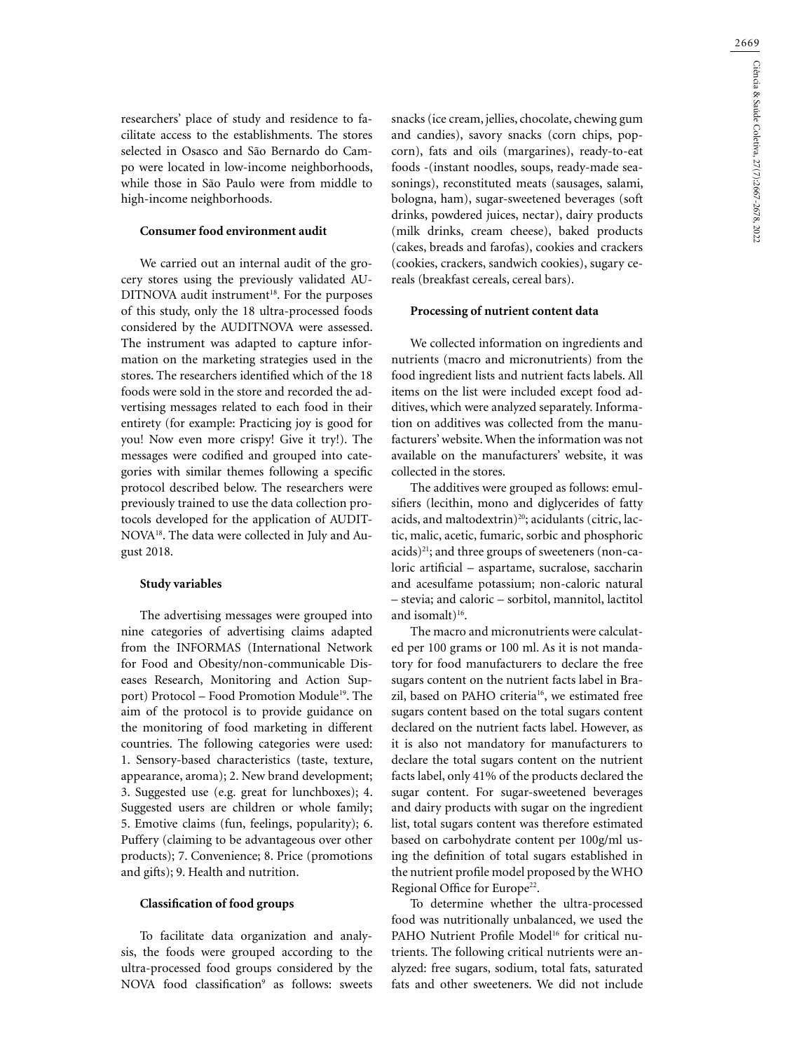researchers' place of study and residence to facilitate access to the establishments. The stores selected in Osasco and São Bernardo do Campo were located in low-income neighborhoods, while those in São Paulo were from middle to high-income neighborhoods.

### Consumer food environment audit

We carried out an internal audit of the grocery stores using the previously validated AUDITNOVA audit instrument[18]. For the purposes of this study, only the 18 ultra-processed foods considered by the AUDITNOVA were assessed. The instrument was adapted to capture information on the marketing strategies used in the stores. The researchers identified which of the 18 foods were sold in the store and recorded the advertising messages related to each food in their entirety (for example: Practicing joy is good for you! Now even more crispy! Give it try!). The messages were codified and grouped into categories with similar themes following a specific protocol described below. The researchers were previously trained to use the data collection protocols developed for the application of AUDITNOVA[18]. The data were collected in July and August 2018.

### Study variables

The advertising messages were grouped into nine categories of advertising claims adapted from the INFORMAS (International Network for Food and Obesity/non-communicable Diseases Research, Monitoring and Action Support) Protocol – Food Promotion Module[19]. The aim of the protocol is to provide guidance on the monitoring of food marketing in different countries. The following categories were used: 1. Sensory-based characteristics (taste, texture, appearance, aroma); 2. New brand development; 3. Suggested use (e.g. great for lunchboxes); 4. Suggested users are children or whole family; 5. Emotive claims (fun, feelings, popularity); 6. Puffery (claiming to be advantageous over other products); 7. Convenience; 8. Price (promotions and gifts); 9. Health and nutrition.

### Classification of food groups

To facilitate data organization and analysis, the foods were grouped according to the ultra-processed food groups considered by the NOVA food classification[9] as follows: sweets snacks (ice cream, jellies, chocolate, chewing gum and candies), savory snacks (corn chips, popcorn), fats and oils (margarines), ready-to-eat foods -(instant noodles, soups, ready-made seasonings), reconstituted meats (sausages, salami, bologna, ham), sugar-sweetened beverages (soft drinks, powdered juices, nectar), dairy products (milk drinks, cream cheese), baked products (cakes, breads and farofas), cookies and crackers (cookies, crackers, sandwich cookies), sugary cereals (breakfast cereals, cereal bars).

### Processing of nutrient content data

We collected information on ingredients and nutrients (macro and micronutrients) from the food ingredient lists and nutrient facts labels. All items on the list were included except food additives, which were analyzed separately. Information on additives was collected from the manufacturers' website. When the information was not available on the manufacturers' website, it was collected in the stores.

The additives were grouped as follows: emulsifiers (lecithin, mono and diglycerides of fatty acids, and maltodextrin)[20]; acidulants (citric, lactic, malic, acetic, fumaric, sorbic and phosphoric acids)[21]; and three groups of sweeteners (non-caloric artificial – aspartame, sucralose, saccharin and acesulfame potassium; non-caloric natural – stevia; and caloric – sorbitol, mannitol, lactitol and isomalt)[16].

The macro and micronutrients were calculated per 100 grams or 100 ml. As it is not mandatory for food manufacturers to declare the free sugars content on the nutrient facts label in Brazil, based on PAHO criteria[16], we estimated free sugars content based on the total sugars content declared on the nutrient facts label. However, as it is also not mandatory for manufacturers to declare the total sugars content on the nutrient facts label, only 41% of the products declared the sugar content. For sugar-sweetened beverages and dairy products with sugar on the ingredient list, total sugars content was therefore estimated based on carbohydrate content per 100g/ml using the definition of total sugars established in the nutrient profile model proposed by the WHO Regional Office for Europe[22].

To determine whether the ultra-processed food was nutritionally unbalanced, we used the PAHO Nutrient Profile Model[16] for critical nutrients. The following critical nutrients were analyzed: free sugars, sodium, total fats, saturated fats and other sweeteners. We did not include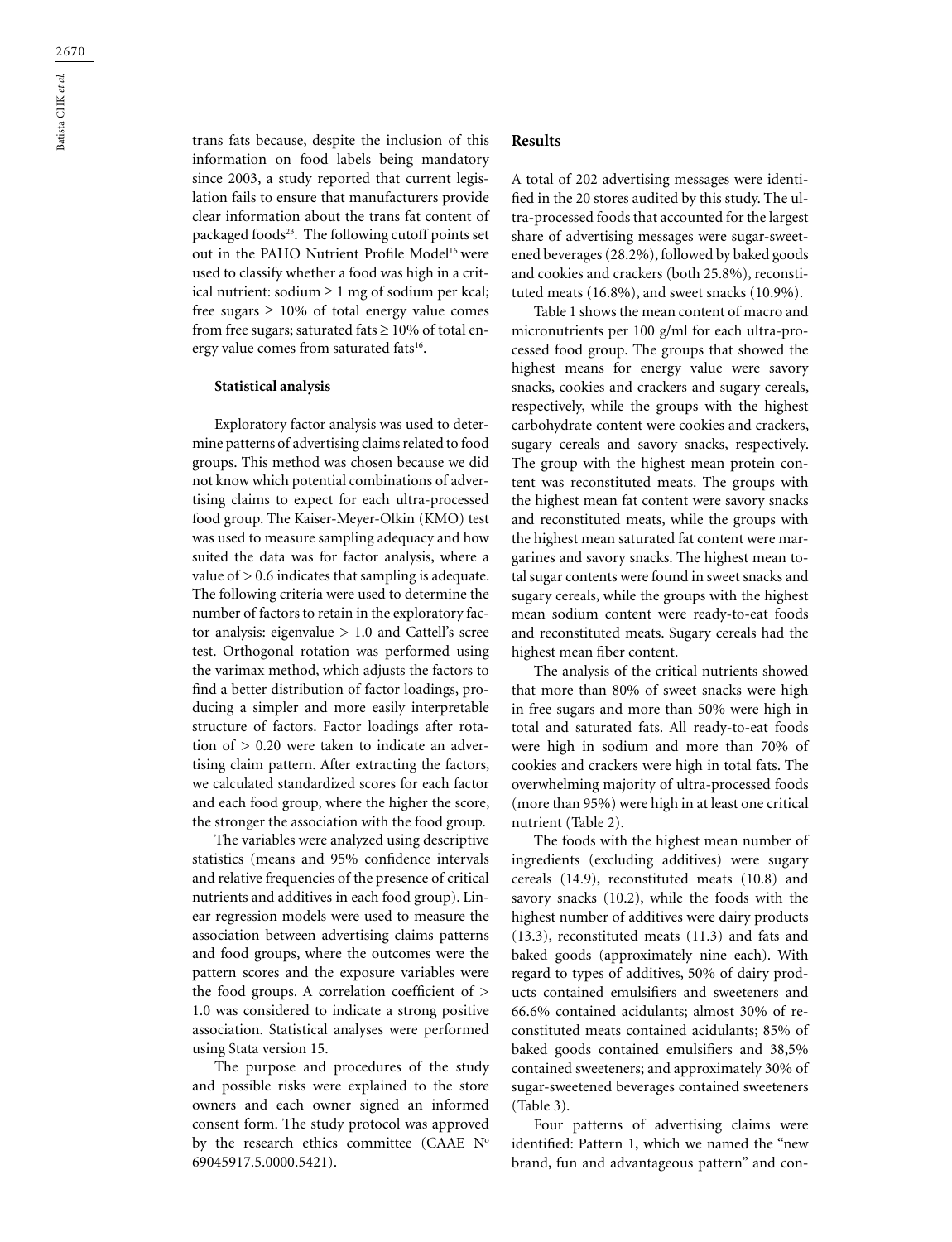trans fats because, despite the inclusion of this information on food labels being mandatory since 2003, a study reported that current legislation fails to ensure that manufacturers provide clear information about the trans fat content of packaged foods[23]. The following cutoff points set out in the PAHO Nutrient Profile Model[16] were used to classify whether a food was high in a critical nutrient: sodium ≥ 1 mg of sodium per kcal; free sugars ≥ 10% of total energy value comes from free sugars; saturated fats ≥ 10% of total energy value comes from saturated fats[16].

### Statistical analysis

Exploratory factor analysis was used to determine patterns of advertising claims related to food groups. This method was chosen because we did not know which potential combinations of advertising claims to expect for each ultra-processed food group. The Kaiser-Meyer-Olkin (KMO) test was used to measure sampling adequacy and how suited the data was for factor analysis, where a value of > 0.6 indicates that sampling is adequate. The following criteria were used to determine the number of factors to retain in the exploratory factor analysis: eigenvalue > 1.0 and Cattell's scree test. Orthogonal rotation was performed using the varimax method, which adjusts the factors to find a better distribution of factor loadings, producing a simpler and more easily interpretable structure of factors. Factor loadings after rotation of > 0.20 were taken to indicate an advertising claim pattern. After extracting the factors, we calculated standardized scores for each factor and each food group, where the higher the score, the stronger the association with the food group.

The variables were analyzed using descriptive statistics (means and 95% confidence intervals and relative frequencies of the presence of critical nutrients and additives in each food group). Linear regression models were used to measure the association between advertising claims patterns and food groups, where the outcomes were the pattern scores and the exposure variables were the food groups. A correlation coefficient of > 1.0 was considered to indicate a strong positive association. Statistical analyses were performed using Stata version 15.

The purpose and procedures of the study and possible risks were explained to the store owners and each owner signed an informed consent form. The study protocol was approved by the research ethics committee (CAAE Nº 69045917.5.0000.5421).

## Results

A total of 202 advertising messages were identified in the 20 stores audited by this study. The ultra-processed foods that accounted for the largest share of advertising messages were sugar-sweetened beverages (28.2%), followed by baked goods and cookies and crackers (both 25.8%), reconstituted meats (16.8%), and sweet snacks (10.9%).

Table 1 shows the mean content of macro and micronutrients per 100 g/ml for each ultra-processed food group. The groups that showed the highest means for energy value were savory snacks, cookies and crackers and sugary cereals, respectively, while the groups with the highest carbohydrate content were cookies and crackers, sugary cereals and savory snacks, respectively. The group with the highest mean protein content was reconstituted meats. The groups with the highest mean fat content were savory snacks and reconstituted meats, while the groups with the highest mean saturated fat content were margarines and savory snacks. The highest mean total sugar contents were found in sweet snacks and sugary cereals, while the groups with the highest mean sodium content were ready-to-eat foods and reconstituted meats. Sugary cereals had the highest mean fiber content.

The analysis of the critical nutrients showed that more than 80% of sweet snacks were high in free sugars and more than 50% were high in total and saturated fats. All ready-to-eat foods were high in sodium and more than 70% of cookies and crackers were high in total fats. The overwhelming majority of ultra-processed foods (more than 95%) were high in at least one critical nutrient (Table 2).

The foods with the highest mean number of ingredients (excluding additives) were sugary cereals (14.9), reconstituted meats (10.8) and savory snacks (10.2), while the foods with the highest number of additives were dairy products (13.3), reconstituted meats (11.3) and fats and baked goods (approximately nine each). With regard to types of additives, 50% of dairy products contained emulsifiers and sweeteners and 66.6% contained acidulants; almost 30% of reconstituted meats contained acidulants; 85% of baked goods contained emulsifiers and 38,5% contained sweeteners; and approximately 30% of sugar-sweetened beverages contained sweeteners (Table 3).

Four patterns of advertising claims were identified: Pattern 1, which we named the "new brand, fun and advantageous pattern" and con-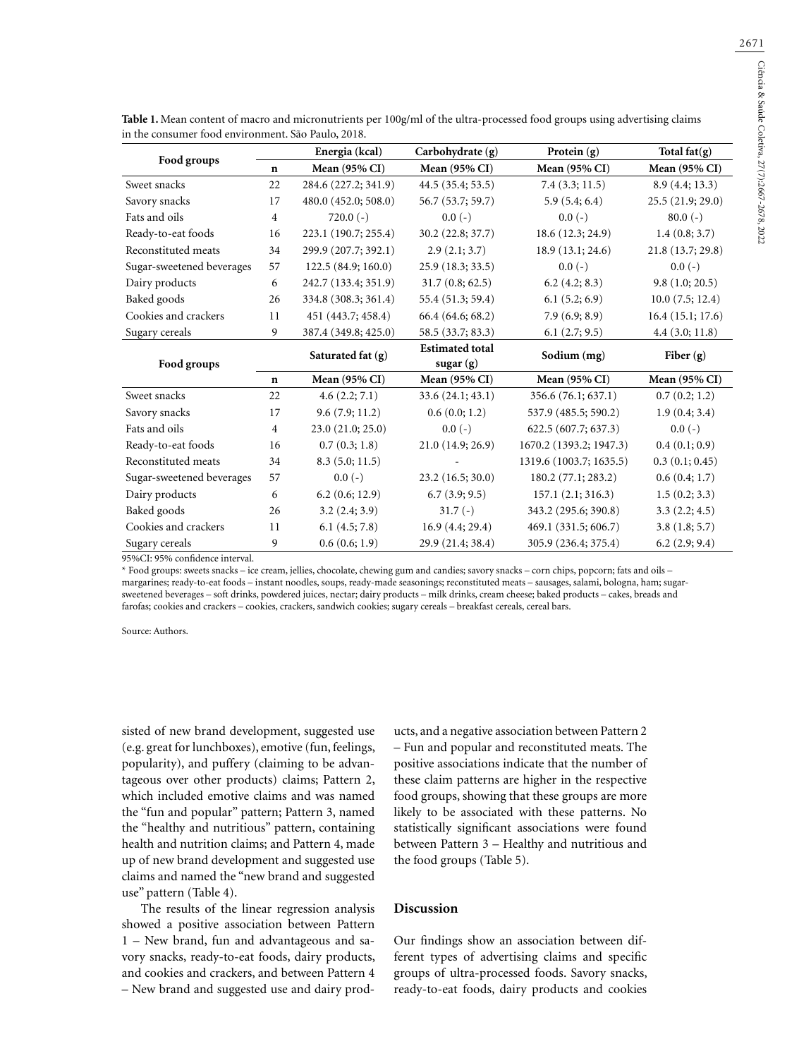**Table 1.** Mean content of macro and micronutrients per 100g/ml of the ultra-processed food groups using advertising claims in the consumer food environment. São Paulo, 2018.

| Food groups | | Energia (kcal) | Carbohydrate (g) | Protein (g) | Total fat(g) |
|---|---|---|---|---|---|
| | n | Mean (95% CI) | Mean (95% CI) | Mean (95% CI) | Mean (95% CI) |
| Sweet snacks | 22 | 284.6 (227.2; 341.9) | 44.5 (35.4; 53.5) | 7.4 (3.3; 11.5) | 8.9 (4.4; 13.3) |
| Savory snacks | 17 | 480.0 (452.0; 508.0) | 56.7 (53.7; 59.7) | 5.9 (5.4; 6.4) | 25.5 (21.9; 29.0) |
| Fats and oils | 4 | 720.0 (-) | 0.0 (-) | 0.0 (-) | 80.0 (-) |
| Ready-to-eat foods | 16 | 223.1 (190.7; 255.4) | 30.2 (22.8; 37.7) | 18.6 (12.3; 24.9) | 1.4 (0.8; 3.7) |
| Reconstituted meats | 34 | 299.9 (207.7; 392.1) | 2.9 (2.1; 3.7) | 18.9 (13.1; 24.6) | 21.8 (13.7; 29.8) |
| Sugar-sweetened beverages | 57 | 122.5 (84.9; 160.0) | 25.9 (18.3; 33.5) | 0.0 (-) | 0.0 (-) |
| Dairy products | 6 | 242.7 (133.4; 351.9) | 31.7 (0.8; 62.5) | 6.2 (4.2; 8.3) | 9.8 (1.0; 20.5) |
| Baked goods | 26 | 334.8 (308.3; 361.4) | 55.4 (51.3; 59.4) | 6.1 (5.2; 6.9) | 10.0 (7.5; 12.4) |
| Cookies and crackers | 11 | 451 (443.7; 458.4) | 66.4 (64.6; 68.2) | 7.9 (6.9; 8.9) | 16.4 (15.1; 17.6) |
| Sugary cereals | 9 | 387.4 (349.8; 425.0) | 58.5 (33.7; 83.3) | 6.1 (2.7; 9.5) | 4.4 (3.0; 11.8) |
| **Food groups** | | **Saturated fat (g)** | **Estimated total sugar (g)** | **Sodium (mg)** | **Fiber (g)** |
| | n | Mean (95% CI) | Mean (95% CI) | Mean (95% CI) | Mean (95% CI) |
| Sweet snacks | 22 | 4.6 (2.2; 7.1) | 33.6 (24.1; 43.1) | 356.6 (76.1; 637.1) | 0.7 (0.2; 1.2) |
| Savory snacks | 17 | 9.6 (7.9; 11.2) | 0.6 (0.0; 1.2) | 537.9 (485.5; 590.2) | 1.9 (0.4; 3.4) |
| Fats and oils | 4 | 23.0 (21.0; 25.0) | 0.0 (-) | 622.5 (607.7; 637.3) | 0.0 (-) |
| Ready-to-eat foods | 16 | 0.7 (0.3; 1.8) | 21.0 (14.9; 26.9) | 1670.2 (1393.2; 1947.3) | 0.4 (0.1; 0.9) |
| Reconstituted meats | 34 | 8.3 (5.0; 11.5) | - | 1319.6 (1003.7; 1635.5) | 0.3 (0.1; 0.45) |
| Sugar-sweetened beverages | 57 | 0.0 (-) | 23.2 (16.5; 30.0) | 180.2 (77.1; 283.2) | 0.6 (0.4; 1.7) |
| Dairy products | 6 | 6.2 (0.6; 12.9) | 6.7 (3.9; 9.5) | 157.1 (2.1; 316.3) | 1.5 (0.2; 3.3) |
| Baked goods | 26 | 3.2 (2.4; 3.9) | 31.7 (-) | 343.2 (295.6; 390.8) | 3.3 (2.2; 4.5) |
| Cookies and crackers | 11 | 6.1 (4.5; 7.8) | 16.9 (4.4; 29.4) | 469.1 (331.5; 606.7) | 3.8 (1.8; 5.7) |
| Sugary cereals | 9 | 0.6 (0.6; 1.9) | 29.9 (21.4; 38.4) | 305.9 (236.4; 375.4) | 6.2 (2.9; 9.4) |

95%CI: 95% confidence interval.

* Food groups: sweets snacks – ice cream, jellies, chocolate, chewing gum and candies; savory snacks – corn chips, popcorn; fats and oils – margarines; ready-to-eat foods – instant noodles, soups, ready-made seasonings; reconstituted meats – sausages, salami, bologna, ham; sugar-sweetened beverages – soft drinks, powdered juices, nectar; dairy products – milk drinks, cream cheese; baked products – cakes, breads and farofas; cookies and crackers – cookies, crackers, sandwich cookies; sugary cereals – breakfast cereals, cereal bars.

Source: Authors.

sisted of new brand development, suggested use (e.g. great for lunchboxes), emotive (fun, feelings, popularity), and puffery (claiming to be advantageous over other products) claims; Pattern 2, which included emotive claims and was named the "fun and popular" pattern; Pattern 3, named the "healthy and nutritious" pattern, containing health and nutrition claims; and Pattern 4, made up of new brand development and suggested use claims and named the "new brand and suggested use" pattern (Table 4).

The results of the linear regression analysis showed a positive association between Pattern 1 – New brand, fun and advantageous and savory snacks, ready-to-eat foods, dairy products, and cookies and crackers, and between Pattern 4 – New brand and suggested use and dairy products, and a negative association between Pattern 2 – Fun and popular and reconstituted meats. The positive associations indicate that the number of these claim patterns are higher in the respective food groups, showing that these groups are more likely to be associated with these patterns. No statistically significant associations were found between Pattern 3 – Healthy and nutritious and the food groups (Table 5).

## Discussion

Our findings show an association between different types of advertising claims and specific groups of ultra-processed foods. Savory snacks, ready-to-eat foods, dairy products and cookies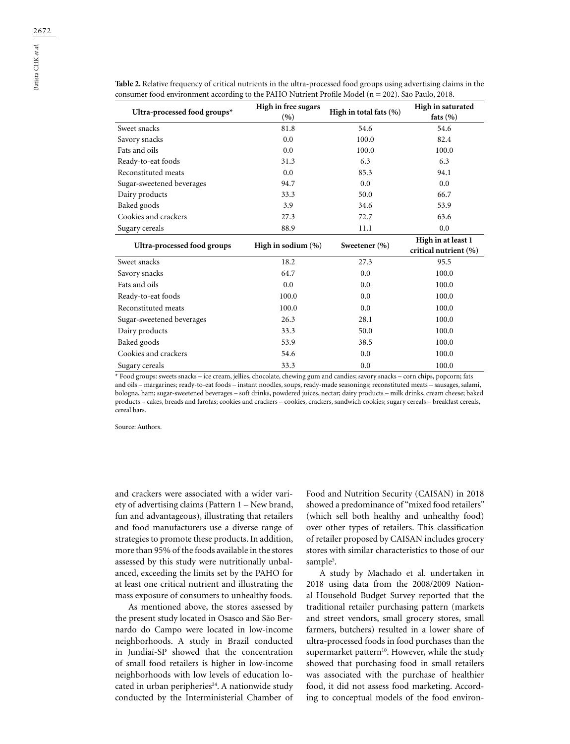**Table 2.** Relative frequency of critical nutrients in the ultra-processed food groups using advertising claims in the consumer food environment according to the PAHO Nutrient Profile Model (n = 202). São Paulo, 2018.

| Ultra-processed food groups* | High in free sugars (%) | High in total fats (%) | High in saturated fats (%) |
|---|---|---|---|
| Sweet snacks | 81.8 | 54.6 | 54.6 |
| Savory snacks | 0.0 | 100.0 | 82.4 |
| Fats and oils | 0.0 | 100.0 | 100.0 |
| Ready-to-eat foods | 31.3 | 6.3 | 6.3 |
| Reconstituted meats | 0.0 | 85.3 | 94.1 |
| Sugar-sweetened beverages | 94.7 | 0.0 | 0.0 |
| Dairy products | 33.3 | 50.0 | 66.7 |
| Baked goods | 3.9 | 34.6 | 53.9 |
| Cookies and crackers | 27.3 | 72.7 | 63.6 |
| Sugary cereals | 88.9 | 11.1 | 0.0 |
| **Ultra-processed food groups** | **High in sodium (%)** | **Sweetener (%)** | **High in at least 1 critical nutrient (%)** |
| Sweet snacks | 18.2 | 27.3 | 95.5 |
| Savory snacks | 64.7 | 0.0 | 100.0 |
| Fats and oils | 0.0 | 0.0 | 100.0 |
| Ready-to-eat foods | 100.0 | 0.0 | 100.0 |
| Reconstituted meats | 100.0 | 0.0 | 100.0 |
| Sugar-sweetened beverages | 26.3 | 28.1 | 100.0 |
| Dairy products | 33.3 | 50.0 | 100.0 |
| Baked goods | 53.9 | 38.5 | 100.0 |
| Cookies and crackers | 54.6 | 0.0 | 100.0 |
| Sugary cereals | 33.3 | 0.0 | 100.0 |

* Food groups: sweets snacks – ice cream, jellies, chocolate, chewing gum and candies; savory snacks – corn chips, popcorn; fats and oils – margarines; ready-to-eat foods – instant noodles, soups, ready-made seasonings; reconstituted meats – sausages, salami, bologna, ham; sugar-sweetened beverages – soft drinks, powdered juices, nectar; dairy products – milk drinks, cream cheese; baked products – cakes, breads and farofas; cookies and crackers – cookies, crackers, sandwich cookies; sugary cereals – breakfast cereals, cereal bars.

Source: Authors.

and crackers were associated with a wider variety of advertising claims (Pattern 1 – New brand, fun and advantageous), illustrating that retailers and food manufacturers use a diverse range of strategies to promote these products. In addition, more than 95% of the foods available in the stores assessed by this study were nutritionally unbalanced, exceeding the limits set by the PAHO for at least one critical nutrient and illustrating the mass exposure of consumers to unhealthy foods.

As mentioned above, the stores assessed by the present study located in Osasco and São Bernardo do Campo were located in low-income neighborhoods. A study in Brazil conducted in Jundiaí-SP showed that the concentration of small food retailers is higher in low-income neighborhoods with low levels of education located in urban peripheries[24]. A nationwide study conducted by the Interministerial Chamber of Food and Nutrition Security (CAISAN) in 2018 showed a predominance of "mixed food retailers" (which sell both healthy and unhealthy food) over other types of retailers. This classification of retailer proposed by CAISAN includes grocery stores with similar characteristics to those of our sample[5].

A study by Machado et al. undertaken in 2018 using data from the 2008/2009 National Household Budget Survey reported that the traditional retailer purchasing pattern (markets and street vendors, small grocery stores, small farmers, butchers) resulted in a lower share of ultra-processed foods in food purchases than the supermarket pattern[10]. However, while the study showed that purchasing food in small retailers was associated with the purchase of healthier food, it did not assess food marketing. According to conceptual models of the food environ-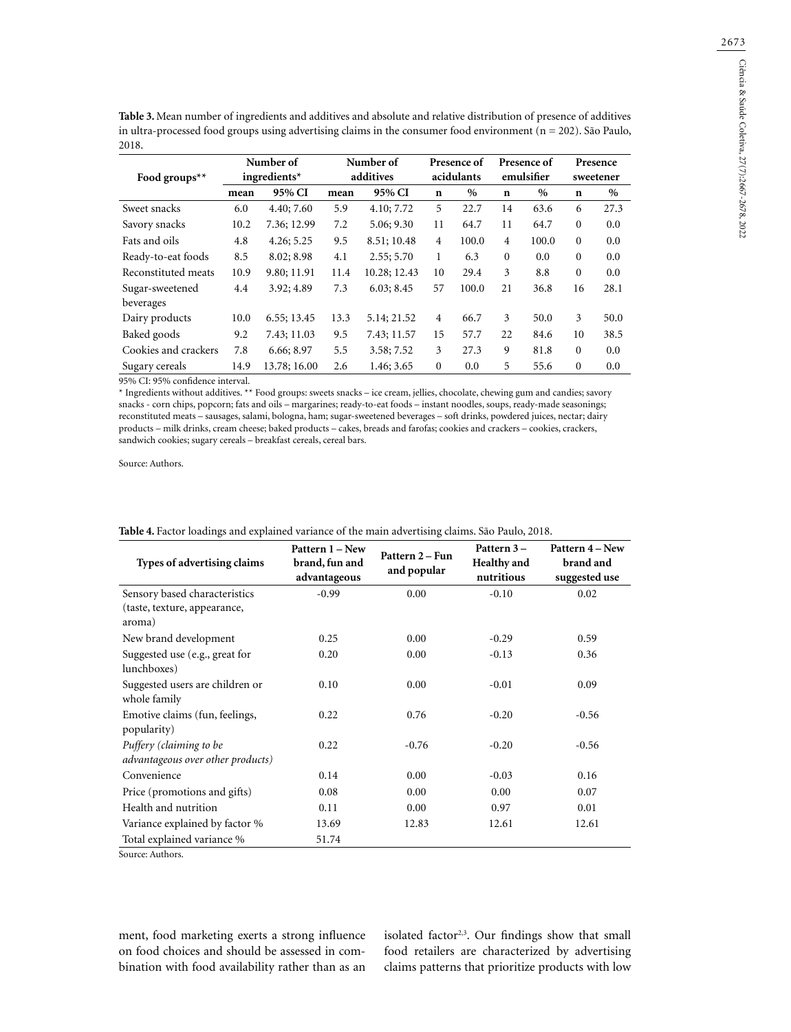**Table 3.** Mean number of ingredients and additives and absolute and relative distribution of presence of additives in ultra-processed food groups using advertising claims in the consumer food environment (n = 202). São Paulo, 2018.

| Food groups** | Number of ingredients* | | Number of additives | | Presence of acidulants | | Presence of emulsifier | | Presence sweetener | |
|---|---|---|---|---|---|---|---|---|---|---|
| | mean | 95% CI | mean | 95% CI | n | % | n | % | n | % |
| Sweet snacks | 6.0 | 4.40; 7.60 | 5.9 | 4.10; 7.72 | 5 | 22.7 | 14 | 63.6 | 6 | 27.3 |
| Savory snacks | 10.2 | 7.36; 12.99 | 7.2 | 5.06; 9.30 | 11 | 64.7 | 11 | 64.7 | 0 | 0.0 |
| Fats and oils | 4.8 | 4.26; 5.25 | 9.5 | 8.51; 10.48 | 4 | 100.0 | 4 | 100.0 | 0 | 0.0 |
| Ready-to-eat foods | 8.5 | 8.02; 8.98 | 4.1 | 2.55; 5.70 | 1 | 6.3 | 0 | 0.0 | 0 | 0.0 |
| Reconstituted meats | 10.9 | 9.80; 11.91 | 11.4 | 10.28; 12.43 | 10 | 29.4 | 3 | 8.8 | 0 | 0.0 |
| Sugar-sweetened beverages | 4.4 | 3.92; 4.89 | 7.3 | 6.03; 8.45 | 57 | 100.0 | 21 | 36.8 | 16 | 28.1 |
| Dairy products | 10.0 | 6.55; 13.45 | 13.3 | 5.14; 21.52 | 4 | 66.7 | 3 | 50.0 | 3 | 50.0 |
| Baked goods | 9.2 | 7.43; 11.03 | 9.5 | 7.43; 11.57 | 15 | 57.7 | 22 | 84.6 | 10 | 38.5 |
| Cookies and crackers | 7.8 | 6.66; 8.97 | 5.5 | 3.58; 7.52 | 3 | 27.3 | 9 | 81.8 | 0 | 0.0 |
| Sugary cereals | 14.9 | 13.78; 16.00 | 2.6 | 1.46; 3.65 | 0 | 0.0 | 5 | 55.6 | 0 | 0.0 |

95% CI: 95% confidence interval.

* Ingredients without additives. ** Food groups: sweets snacks – ice cream, jellies, chocolate, chewing gum and candies; savory snacks - corn chips, popcorn; fats and oils – margarines; ready-to-eat foods – instant noodles, soups, ready-made seasonings; reconstituted meats – sausages, salami, bologna, ham; sugar-sweetened beverages – soft drinks, powdered juices, nectar; dairy products – milk drinks, cream cheese; baked products – cakes, breads and farofas; cookies and crackers – cookies, crackers, sandwich cookies; sugary cereals – breakfast cereals, cereal bars.

Source: Authors.

**Table 4.** Factor loadings and explained variance of the main advertising claims. São Paulo, 2018.

| Types of advertising claims | Pattern 1 – New brand, fun and advantageous | Pattern 2 – Fun and popular | Pattern 3 – Healthy and nutritious | Pattern 4 – New brand and suggested use |
|---|---|---|---|---|
| Sensory based characteristics (taste, texture, appearance, aroma) | -0.99 | 0.00 | -0.10 | 0.02 |
| New brand development | 0.25 | 0.00 | -0.29 | 0.59 |
| Suggested use (e.g., great for lunchboxes) | 0.20 | 0.00 | -0.13 | 0.36 |
| Suggested users are children or whole family | 0.10 | 0.00 | -0.01 | 0.09 |
| Emotive claims (fun, feelings, popularity) | 0.22 | 0.76 | -0.20 | -0.56 |
| *Puffery (claiming to be advantageous over other products)* | 0.22 | -0.76 | -0.20 | -0.56 |
| Convenience | 0.14 | 0.00 | -0.03 | 0.16 |
| Price (promotions and gifts) | 0.08 | 0.00 | 0.00 | 0.07 |
| Health and nutrition | 0.11 | 0.00 | 0.97 | 0.01 |
| Variance explained by factor % | 13.69 | 12.83 | 12.61 | 12.61 |
| Total explained variance % | 51.74 | | | |

Source: Authors.

ment, food marketing exerts a strong influence on food choices and should be assessed in combination with food availability rather than as an isolated factor[2,3]. Our findings show that small food retailers are characterized by advertising claims patterns that prioritize products with low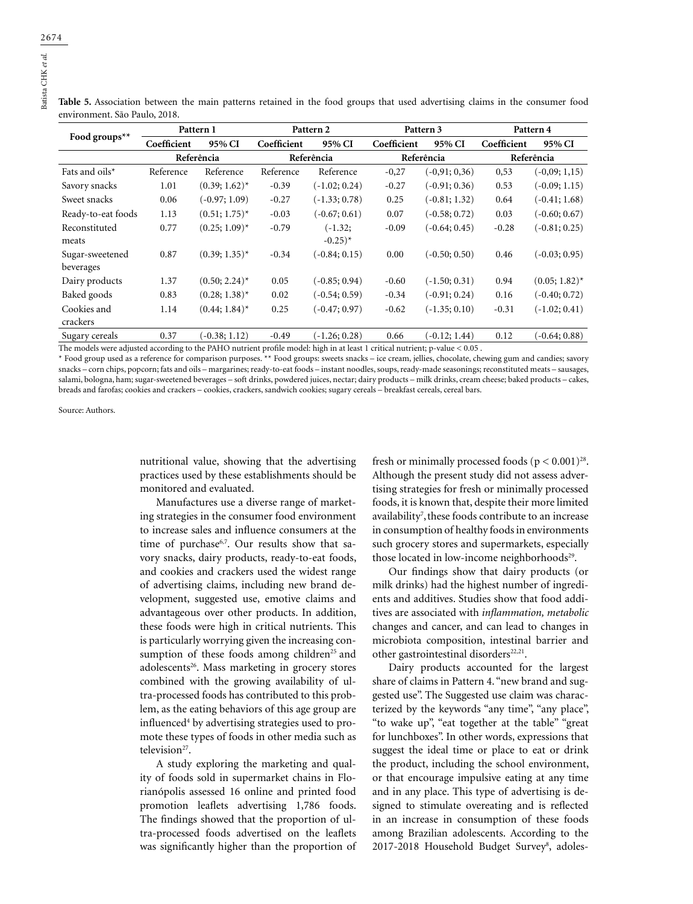**Table 5.** Association between the main patterns retained in the food groups that used advertising claims in the consumer food environment. São Paulo, 2018.

| Food groups** | Pattern 1 | | Pattern 2 | | Pattern 3 | | Pattern 4 | |
|---|---|---|---|---|---|---|---|---|
| | Coefficient | 95% CI | Coefficient | 95% CI | Coefficient | 95% CI | Coefficient | 95% CI |
| | Referência | | Referência | | Referência | | Referência | |
| Fats and oils* | Reference | Reference | Reference | Reference | -0,27 | (-0,91; 0,36) | 0,53 | (-0,09; 1,15) |
| Savory snacks | 1.01 | (0.39; 1.62)* | -0.39 | (-1.02; 0.24) | -0.27 | (-0.91; 0.36) | 0.53 | (-0.09; 1.15) |
| Sweet snacks | 0.06 | (-0.97; 1.09) | -0.27 | (-1.33; 0.78) | 0.25 | (-0.81; 1.32) | 0.64 | (-0.41; 1.68) |
| Ready-to-eat foods | 1.13 | (0.51; 1.75)* | -0.03 | (-0.67; 0.61) | 0.07 | (-0.58; 0.72) | 0.03 | (-0.60; 0.67) |
| Reconstituted meats | 0.77 | (0.25; 1.09)* | -0.79 | (-1.32; -0.25)* | -0.09 | (-0.64; 0.45) | -0.28 | (-0.81; 0.25) |
| Sugar-sweetened beverages | 0.87 | (0.39; 1.35)* | -0.34 | (-0.84; 0.15) | 0.00 | (-0.50; 0.50) | 0.46 | (-0.03; 0.95) |
| Dairy products | 1.37 | (0.50; 2.24)* | 0.05 | (-0.85; 0.94) | -0.60 | (-1.50; 0.31) | 0.94 | (0.05; 1.82)* |
| Baked goods | 0.83 | (0.28; 1.38)* | 0.02 | (-0.54; 0.59) | -0.34 | (-0.91; 0.24) | 0.16 | (-0.40; 0.72) |
| Cookies and crackers | 1.14 | (0.44; 1.84)* | 0.25 | (-0.47; 0.97) | -0.62 | (-1.35; 0.10) | -0.31 | (-1.02; 0.41) |
| Sugary cereals | 0.37 | (-0.38; 1.12) | -0.49 | (-1.26; 0.28) | 0.66 | (-0.12; 1.44) | 0.12 | (-0.64; 0.88) |

The models were adjusted according to the PAHO nutrient profile model: high in at least 1 critical nutrient; p-value < 0.05 .

* Food group used as a reference for comparison purposes. ** Food groups: sweets snacks – ice cream, jellies, chocolate, chewing gum and candies; savory snacks – corn chips, popcorn; fats and oils – margarines; ready-to-eat foods – instant noodles, soups, ready-made seasonings; reconstituted meats – sausages, salami, bologna, ham; sugar-sweetened beverages – soft drinks, powdered juices, nectar; dairy products – milk drinks, cream cheese; baked products – cakes, breads and farofas; cookies and crackers – cookies, crackers, sandwich cookies; sugary cereals – breakfast cereals, cereal bars.

Source: Authors.

nutritional value, showing that the advertising practices used by these establishments should be monitored and evaluated.

Manufactures use a diverse range of marketing strategies in the consumer food environment to increase sales and influence consumers at the time of purchase[6,7]. Our results show that savory snacks, dairy products, ready-to-eat foods, and cookies and crackers used the widest range of advertising claims, including new brand development, suggested use, emotive claims and advantageous over other products. In addition, these foods were high in critical nutrients. This is particularly worrying given the increasing consumption of these foods among children[25] and adolescents[26]. Mass marketing in grocery stores combined with the growing availability of ultra-processed foods has contributed to this problem, as the eating behaviors of this age group are influenced[4] by advertising strategies used to promote these types of foods in other media such as television[27].

A study exploring the marketing and quality of foods sold in supermarket chains in Florianópolis assessed 16 online and printed food promotion leaflets advertising 1,786 foods. The findings showed that the proportion of ultra-processed foods advertised on the leaflets was significantly higher than the proportion of fresh or minimally processed foods ($p < 0.001$)[28]. Although the present study did not assess advertising strategies for fresh or minimally processed foods, it is known that, despite their more limited availability[7], these foods contribute to an increase in consumption of healthy foods in environments such grocery stores and supermarkets, especially those located in low-income neighborhoods[29].

Our findings show that dairy products (or milk drinks) had the highest number of ingredients and additives. Studies show that food additives are associated with *inflammation, metabolic* changes and cancer, and can lead to changes in microbiota composition, intestinal barrier and other gastrointestinal disorders[22,21].

Dairy products accounted for the largest share of claims in Pattern 4. "new brand and suggested use". The Suggested use claim was characterized by the keywords "any time", "any place", "to wake up", "eat together at the table" "great for lunchboxes". In other words, expressions that suggest the ideal time or place to eat or drink the product, including the school environment, or that encourage impulsive eating at any time and in any place. This type of advertising is designed to stimulate overeating and is reflected in an increase in consumption of these foods among Brazilian adolescents. According to the 2017-2018 Household Budget Survey[8], adoles-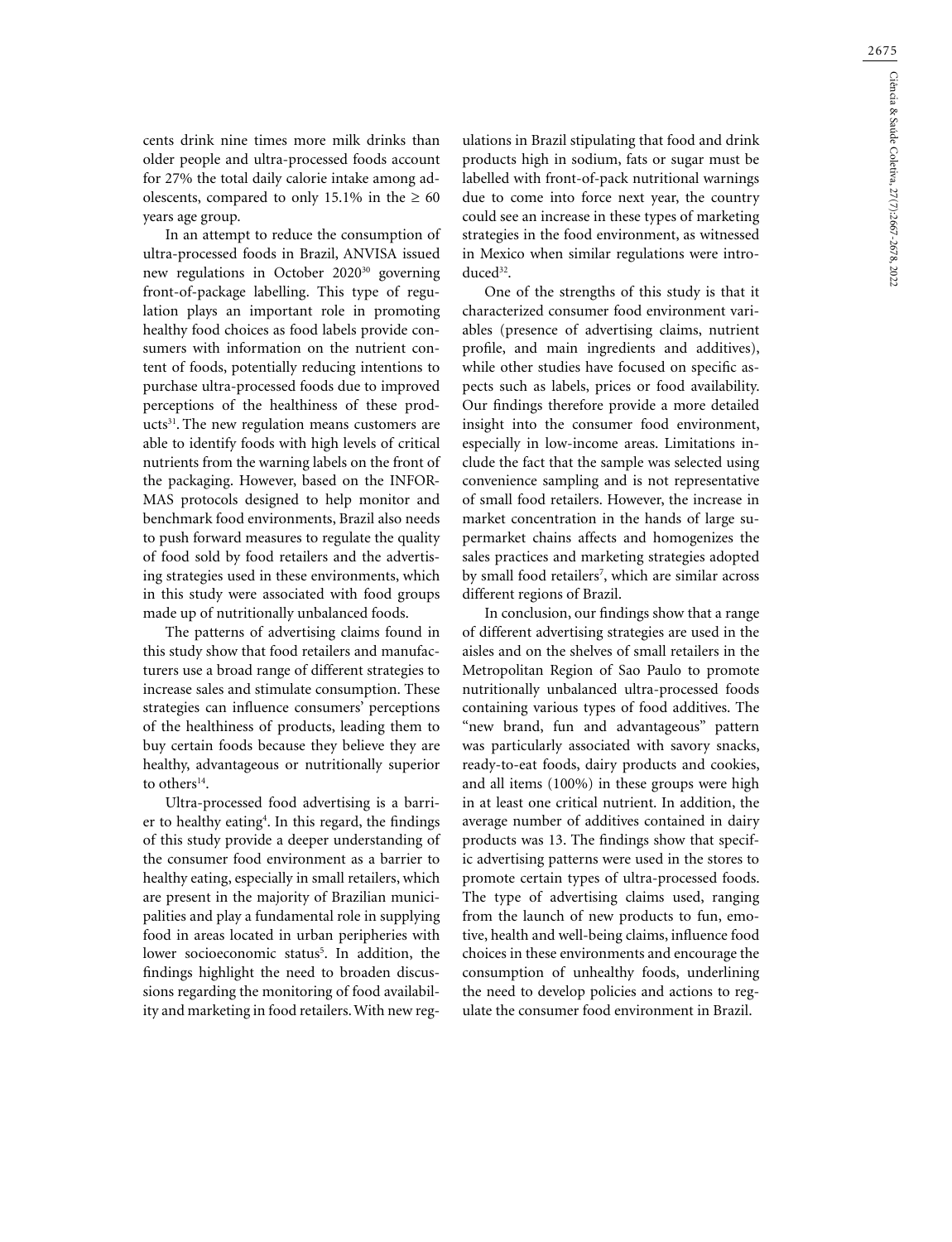cents drink nine times more milk drinks than older people and ultra-processed foods account for 27% the total daily calorie intake among adolescents, compared to only 15.1% in the ≥ 60 years age group.

In an attempt to reduce the consumption of ultra-processed foods in Brazil, ANVISA issued new regulations in October 2020[30] governing front-of-package labelling. This type of regulation plays an important role in promoting healthy food choices as food labels provide consumers with information on the nutrient content of foods, potentially reducing intentions to purchase ultra-processed foods due to improved perceptions of the healthiness of these products[31]. The new regulation means customers are able to identify foods with high levels of critical nutrients from the warning labels on the front of the packaging. However, based on the INFORMAS protocols designed to help monitor and benchmark food environments, Brazil also needs to push forward measures to regulate the quality of food sold by food retailers and the advertising strategies used in these environments, which in this study were associated with food groups made up of nutritionally unbalanced foods.

The patterns of advertising claims found in this study show that food retailers and manufacturers use a broad range of different strategies to increase sales and stimulate consumption. These strategies can influence consumers' perceptions of the healthiness of products, leading them to buy certain foods because they believe they are healthy, advantageous or nutritionally superior to others[14].

Ultra-processed food advertising is a barrier to healthy eating[4]. In this regard, the findings of this study provide a deeper understanding of the consumer food environment as a barrier to healthy eating, especially in small retailers, which are present in the majority of Brazilian municipalities and play a fundamental role in supplying food in areas located in urban peripheries with lower socioeconomic status[5]. In addition, the findings highlight the need to broaden discussions regarding the monitoring of food availability and marketing in food retailers. With new regulations in Brazil stipulating that food and drink products high in sodium, fats or sugar must be labelled with front-of-pack nutritional warnings due to come into force next year, the country could see an increase in these types of marketing strategies in the food environment, as witnessed in Mexico when similar regulations were introduced[32].

One of the strengths of this study is that it characterized consumer food environment variables (presence of advertising claims, nutrient profile, and main ingredients and additives), while other studies have focused on specific aspects such as labels, prices or food availability. Our findings therefore provide a more detailed insight into the consumer food environment, especially in low-income areas. Limitations include the fact that the sample was selected using convenience sampling and is not representative of small food retailers. However, the increase in market concentration in the hands of large supermarket chains affects and homogenizes the sales practices and marketing strategies adopted by small food retailers[7], which are similar across different regions of Brazil.

In conclusion, our findings show that a range of different advertising strategies are used in the aisles and on the shelves of small retailers in the Metropolitan Region of Sao Paulo to promote nutritionally unbalanced ultra-processed foods containing various types of food additives. The "new brand, fun and advantageous" pattern was particularly associated with savory snacks, ready-to-eat foods, dairy products and cookies, and all items (100%) in these groups were high in at least one critical nutrient. In addition, the average number of additives contained in dairy products was 13. The findings show that specific advertising patterns were used in the stores to promote certain types of ultra-processed foods. The type of advertising claims used, ranging from the launch of new products to fun, emotive, health and well-being claims, influence food choices in these environments and encourage the consumption of unhealthy foods, underlining the need to develop policies and actions to regulate the consumer food environment in Brazil.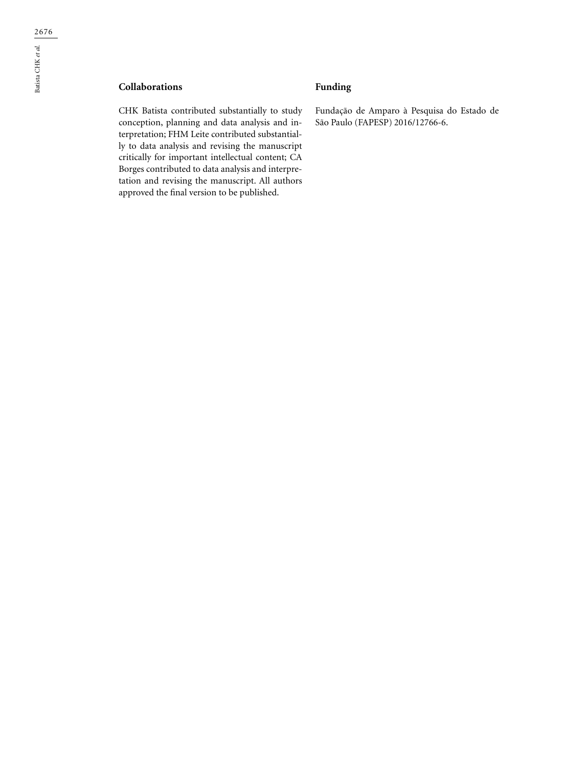## Collaborations

CHK Batista contributed substantially to study conception, planning and data analysis and interpretation; FHM Leite contributed substantially to data analysis and revising the manuscript critically for important intellectual content; CA Borges contributed to data analysis and interpretation and revising the manuscript. All authors approved the final version to be published.

## Funding

Fundação de Amparo à Pesquisa do Estado de São Paulo (FAPESP) 2016/12766-6.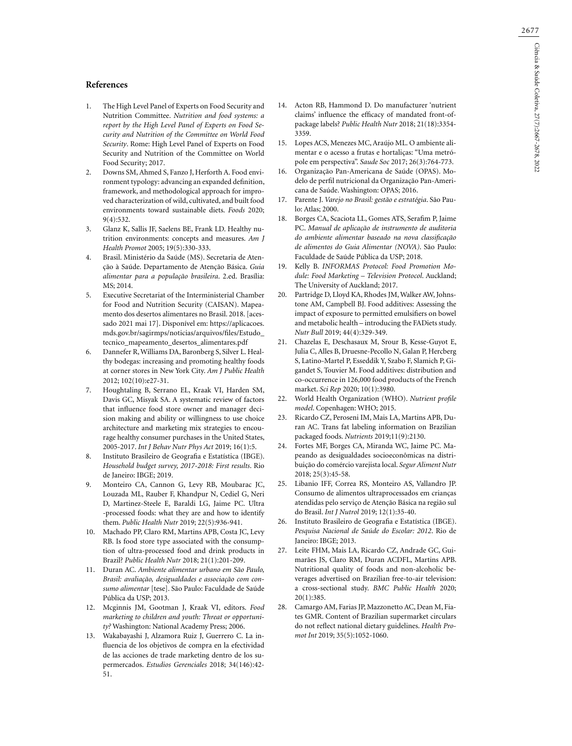## References

1. The High Level Panel of Experts on Food Security and Nutrition Committee. *Nutrition and food systems: a report by the High Level Panel of Experts on Food Security and Nutrition of the Committee on World Food Security*. Rome: High Level Panel of Experts on Food Security and Nutrition of the Committee on World Food Security; 2017.
2. Downs SM, Ahmed S, Fanzo J, Herforth A. Food environment typology: advancing an expanded definition, framework, and methodological approach for improved characterization of wild, cultivated, and built food environments toward sustainable diets. *Foods* 2020; 9(4):532.
3. Glanz K, Sallis JF, Saelens BE, Frank LD. Healthy nutrition environments: concepts and measures. *Am J Health Promot* 2005; 19(5):330-333.
4. Brasil. Ministério da Saúde (MS). Secretaria de Atenção à Saúde. Departamento de Atenção Básica. *Guia alimentar para a população brasileira*. 2.ed. Brasília: MS; 2014.
5. Executive Secretariat of the Interministerial Chamber for Food and Nutrition Security (CAISAN). Mapeamento dos desertos alimentares no Brasil. 2018. [acessado 2021 mai 17]. Disponível em: https://aplicacoes.mds.gov.br/sagirmps/noticias/arquivos/files/Estudo_tecnico_mapeamento_desertos_alimentares.pdf
6. Dannefer R, Williams DA, Baronberg S, Silver L. Healthy bodegas: increasing and promoting healthy foods at corner stores in New York City. *Am J Public Health* 2012; 102(10):e27-31.
7. Houghtaling B, Serrano EL, Kraak VI, Harden SM, Davis GC, Misyak SA. A systematic review of factors that influence food store owner and manager decision making and ability or willingness to use choice architecture and marketing mix strategies to encourage healthy consumer purchases in the United States, 2005-2017. *Int J Behav Nutr Phys Act* 2019; 16(1):5.
8. Instituto Brasileiro de Geografia e Estatística (IBGE). *Household budget survey, 2017-2018: First results*. Rio de Janeiro: IBGE; 2019.
9. Monteiro CA, Cannon G, Levy RB, Moubarac JC, Louzada ML, Rauber F, Khandpur N, Cediel G, Neri D, Martinez-Steele E, Baraldi LG, Jaime PC. Ultra-processed foods: what they are and how to identify them. *Public Health Nutr* 2019; 22(5):936-941.
10. Machado PP, Claro RM, Martins APB, Costa JC, Levy RB. Is food store type associated with the consumption of ultra-processed food and drink products in Brazil? *Public Health Nutr* 2018; 21(1):201-209.
11. Duran AC. *Ambiente alimentar urbano em São Paulo, Brasil: avaliação, desigualdades e associação com consumo alimentar* [tese]. São Paulo: Faculdade de Saúde Pública da USP; 2013.
12. Mcginnis JM, Gootman J, Kraak VI, editors. *Food marketing to children and youth: Threat or opportunity?* Washington: National Academy Press; 2006.
13. Wakabayashi J, Alzamora Ruiz J, Guerrero C. La influencia de los objetivos de compra en la efectividad de las acciones de trade marketing dentro de los supermercados. *Estudios Gerenciales* 2018; 34(146):42-51.
14. Acton RB, Hammond D. Do manufacturer 'nutrient claims' influence the efficacy of mandated front-of-package labels? *Public Health Nutr* 2018; 21(18):3354-3359.
15. Lopes ACS, Menezes MC, Araújo ML. O ambiente alimentar e o acesso a frutas e hortaliças: "Uma metrópole em perspectiva". *Saude Soc* 2017; 26(3):764-773.
16. Organização Pan-Americana de Saúde (OPAS). Modelo de perfil nutricional da Organização Pan-Americana de Saúde. Washington: OPAS; 2016.
17. Parente J. *Varejo no Brasil: gestão e estratégia*. São Paulo: Atlas; 2000.
18. Borges CA, Scaciota LL, Gomes ATS, Serafim P, Jaime PC. *Manual de aplicação de instrumento de auditoria do ambiente alimentar baseado na nova classificação de alimentos do Guia Alimentar (NOVA)*. São Paulo: Faculdade de Saúde Pública da USP; 2018.
19. Kelly B. *INFORMAS Protocol: Food Promotion Module: Food Marketing – Television Protocol*. Auckland; The University of Auckland; 2017.
20. Partridge D, Lloyd KA, Rhodes JM, Walker AW, Johnstone AM, Campbell BJ. Food additives: Assessing the impact of exposure to permitted emulsifiers on bowel and metabolic health – introducing the FADiets study. *Nutr Bull* 2019; 44(4):329-349.
21. Chazelas E, Deschasaux M, Srour B, Kesse-Guyot E, Julia C, Alles B, Druesne-Pecollo N, Galan P, Hercberg S, Latino-Martel P, Esseddik Y, Szabo F, Slamich P, Gigandet S, Touvier M. Food additives: distribution and co-occurrence in 126,000 food products of the French market. *Sci Rep* 2020; 10(1):3980.
22. World Health Organization (WHO). *Nutrient profile model*. Copenhagen: WHO; 2015.
23. Ricardo CZ, Peroseni IM, Mais LA, Martins APB, Duran AC. Trans fat labeling information on Brazilian packaged foods. *Nutrients* 2019;11(9):2130.
24. Fortes MF, Borges CA, Miranda WC, Jaime PC. Mapeando as desigualdades socioeconômicas na distribuição do comércio varejista local. *Segur Aliment Nutr* 2018; 25(3):45-58.
25. Libanio IFF, Correa RS, Monteiro AS, Vallandro JP. Consumo de alimentos ultraprocessados em crianças atendidas pelo serviço de Atenção Básica na região sul do Brasil. *Int J Nutrol* 2019; 12(1):35-40.
26. Instituto Brasileiro de Geografia e Estatística (IBGE). *Pesquisa Nacional de Saúde do Escolar: 2012*. Rio de Janeiro: IBGE; 2013.
27. Leite FHM, Mais LA, Ricardo CZ, Andrade GC, Guimarães JS, Claro RM, Duran ACDFL, Martins APB. Nutritional quality of foods and non-alcoholic beverages advertised on Brazilian free-to-air television: a cross-sectional study. *BMC Public Health* 2020; 20(1):385.
28. Camargo AM, Farias JP, Mazzonetto AC, Dean M, Fiates GMR. Content of Brazilian supermarket circulars do not reflect national dietary guidelines. *Health Promot Int* 2019; 35(5):1052-1060.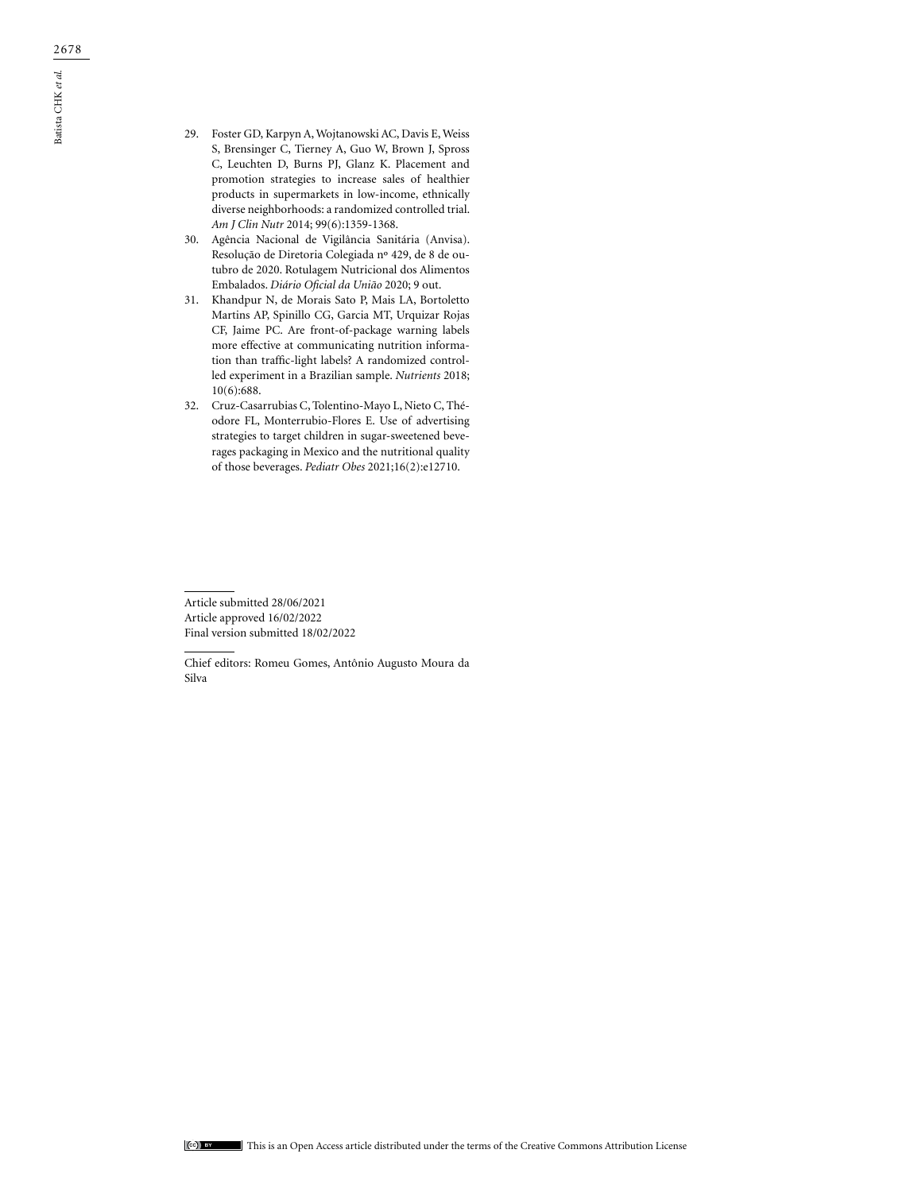29. Foster GD, Karpyn A, Wojtanowski AC, Davis E, Weiss S, Brensinger C, Tierney A, Guo W, Brown J, Spross C, Leuchten D, Burns PJ, Glanz K. Placement and promotion strategies to increase sales of healthier products in supermarkets in low-income, ethnically diverse neighborhoods: a randomized controlled trial. *Am J Clin Nutr* 2014; 99(6):1359-1368.
30. Agência Nacional de Vigilância Sanitária (Anvisa). Resolução de Diretoria Colegiada nº 429, de 8 de outubro de 2020. Rotulagem Nutricional dos Alimentos Embalados. *Diário Oficial da União* 2020; 9 out.
31. Khandpur N, de Morais Sato P, Mais LA, Bortoletto Martins AP, Spinillo CG, Garcia MT, Urquizar Rojas CF, Jaime PC. Are front-of-package warning labels more effective at communicating nutrition information than traffic-light labels? A randomized controlled experiment in a Brazilian sample. *Nutrients* 2018; 10(6):688.
32. Cruz-Casarrubias C, Tolentino-Mayo L, Nieto C, Théodore FL, Monterrubio-Flores E. Use of advertising strategies to target children in sugar-sweetened beverages packaging in Mexico and the nutritional quality of those beverages. *Pediatr Obes* 2021;16(2):e12710.

Article submitted 28/06/2021
Article approved 16/02/2022
Final version submitted 18/02/2022

Chief editors: Romeu Gomes, Antônio Augusto Moura da Silva

This is an Open Access article distributed under the terms of the Creative Commons Attribution License